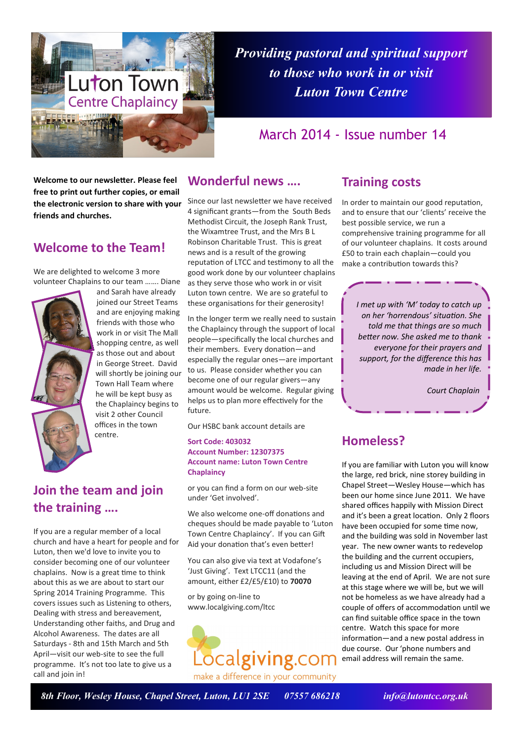# Luton Town Centre Chaplaincy

*Providing pastoral and spiritual support to those who work in or visit Luton Town Centre*

## March 2014 - Issue number 14

**Welcome to our newsletter. Please feel free to print out further copies, or email the electronic version to share with your friends and churches.**

## Welcome to the Team!

We are delighted to welcome 3 more volunteer Chaplains to our team ……. Diane and Sarah have already joined our Street Teams and are enjoying making friends with those who work in or visit The Mall shopping centre, as well as those out and about in George Street. David will shortly be joining our Town Hall Team where he will be kept busy as the Chaplaincy begins to visit 2 other Council offices in the town centre.

## Join the team and join the training ….

If you are a regular member of a local church and have a heart for people and for Luton, then we'd love to invite you to consider becoming one of our volunteer chaplains. Now is a great time to think about this as we are about to start our Spring 2014 Training Programme. This covers issues such as Listening to others, Dealing with stress and bereavement, Understanding other faiths, and Drug and Alcohol Awareness. The dates are all Saturdays - 8th and 15th March and 5th April—visit our web-site to see the full programme. It's not too late to give us a call and join in!

## Wonderful news ….

Since our last newsletter we have received 4 significant grants—from the South Beds Methodist Circuit, the Joseph Rank Trust, the Wixamtree Trust, and the Mrs B L Robinson Charitable Trust. This is great news and is a result of the growing reputation of LTCC and testimony to all the good work done by our volunteer chaplains as they serve those who work in or visit Luton town centre. We are so grateful to these organisations for their generosity!

In the longer term we really need to sustain the Chaplaincy through the support of local people—specifically the local churches and their members. Every donation—and especially the regular ones—are important to us. Please consider whether you can become one of our regular givers—any amount would be welcome. Regular giving helps us to plan more effectively for the future.

Our HSBC bank account details are

**Sort Code: 403032**
**Account Number: 12307375**
**Account name: Luton Town Centre Chaplaincy**

or you can find a form on our web-site under 'Get involved'.

We also welcome one-off donations and cheques should be made payable to 'Luton Town Centre Chaplaincy'. If you can Gift Aid your donation that's even better!

You can also give via text at Vodafone's 'Just Giving'. Text LTCC11 (and the amount, either £2/£5/£10) to **70070**

or by going on-line to www.localgiving.com/ltcc

Localgiving.com
make a difference in your community

## Training costs

In order to maintain our good reputation, and to ensure that our 'clients' receive the best possible service, we run a comprehensive training programme for all of our volunteer chaplains. It costs around £50 to train each chaplain—could you make a contribution towards this?

*I met up with 'M' today to catch up on her 'horrendous' situation. She told me that things are so much better now. She asked me to thank everyone for their prayers and support, for the difference this has made in her life.*

*Court Chaplain*

## Homeless?

If you are familiar with Luton you will know the large, red brick, nine storey building in Chapel Street—Wesley House—which has been our home since June 2011. We have shared offices happily with Mission Direct and it's been a great location. Only 2 floors have been occupied for some time now, and the building was sold in November last year. The new owner wants to redevelop the building and the current occupiers, including us and Mission Direct will be leaving at the end of April. We are not sure at this stage where we will be, but we will not be homeless as we have already had a couple of offers of accommodation until we can find suitable office space in the town centre. Watch this space for more information—and a new postal address in due course. Our 'phone numbers and email address will remain the same.

*8th Floor, Wesley House, Chapel Street, Luton, LU1 2SE 07557 686218 info@lutontcc.org.uk*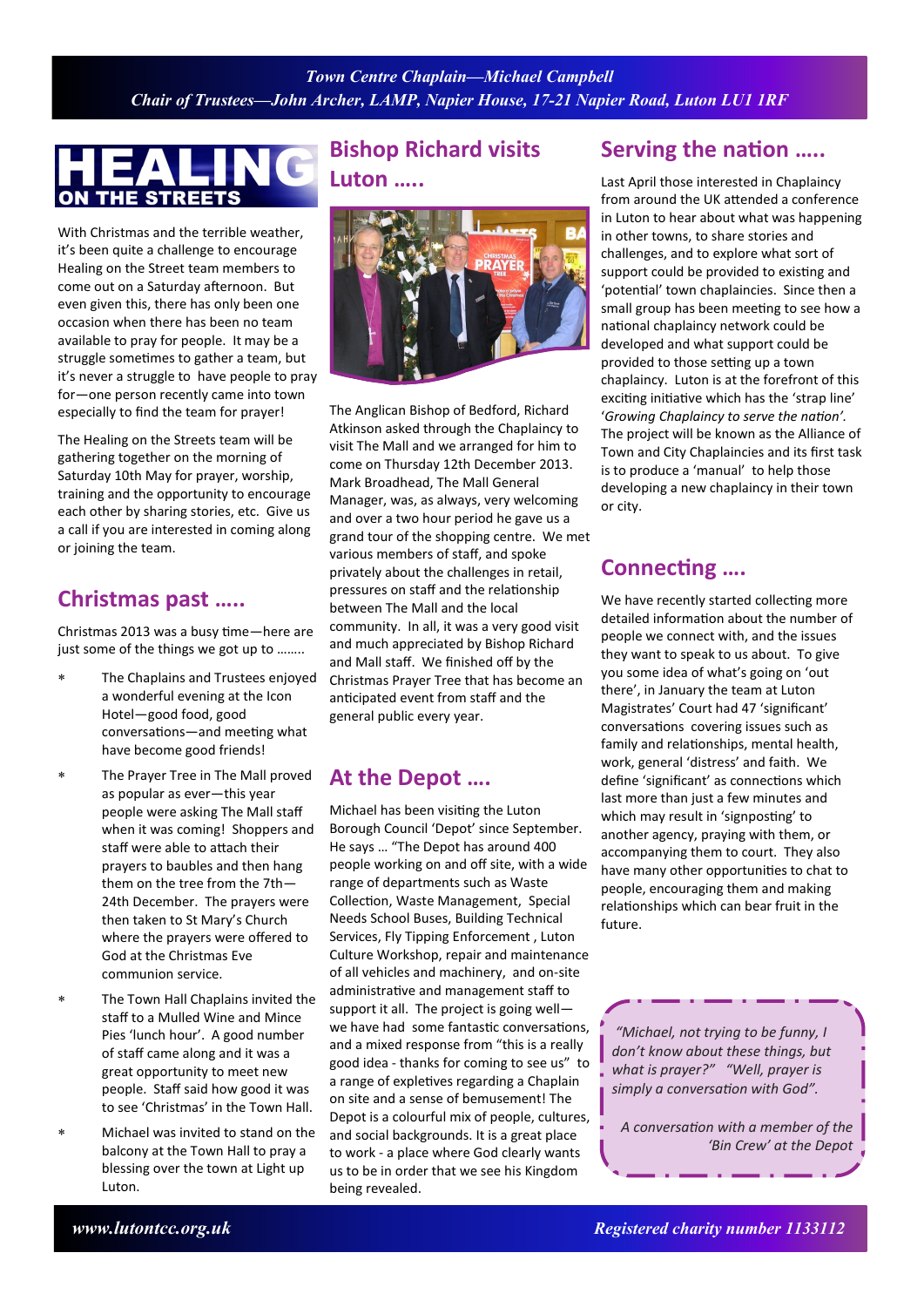*Town Centre Chaplain—Michael Campbell*
*Chair of Trustees—John Archer, LAMP, Napier House, 17-21 Napier Road, Luton LU1 1RF*

# HEALING ON THE STREETS

With Christmas and the terrible weather, it's been quite a challenge to encourage Healing on the Street team members to come out on a Saturday afternoon. But even given this, there has only been one occasion when there has been no team available to pray for people. It may be a struggle sometimes to gather a team, but it's never a struggle to have people to pray for—one person recently came into town especially to find the team for prayer!

The Healing on the Streets team will be gathering together on the morning of Saturday 10th May for prayer, worship, training and the opportunity to encourage each other by sharing stories, etc. Give us a call if you are interested in coming along or joining the team.

## Christmas past …..

Christmas 2013 was a busy time—here are just some of the things we got up to ……..

* The Chaplains and Trustees enjoyed a wonderful evening at the Icon Hotel—good food, good conversations—and meeting what have become good friends!
* The Prayer Tree in The Mall proved as popular as ever—this year people were asking The Mall staff when it was coming! Shoppers and staff were able to attach their prayers to baubles and then hang them on the tree from the 7th—24th December. The prayers were then taken to St Mary's Church where the prayers were offered to God at the Christmas Eve communion service.
* The Town Hall Chaplains invited the staff to a Mulled Wine and Mince Pies 'lunch hour'. A good number of staff came along and it was a great opportunity to meet new people. Staff said how good it was to see 'Christmas' in the Town Hall.
* Michael was invited to stand on the balcony at the Town Hall to pray a blessing over the town at Light up Luton.

## Bishop Richard visits Luton …..

The Anglican Bishop of Bedford, Richard Atkinson asked through the Chaplaincy to visit The Mall and we arranged for him to come on Thursday 12th December 2013. Mark Broadhead, The Mall General Manager, was, as always, very welcoming and over a two hour period he gave us a grand tour of the shopping centre. We met various members of staff, and spoke privately about the challenges in retail, pressures on staff and the relationship between The Mall and the local community. In all, it was a very good visit and much appreciated by Bishop Richard and Mall staff. We finished off by the Christmas Prayer Tree that has become an anticipated event from staff and the general public every year.

## At the Depot ….

Michael has been visiting the Luton Borough Council 'Depot' since September. He says … "The Depot has around 400 people working on and off site, with a wide range of departments such as Waste Collection, Waste Management, Special Needs School Buses, Building Technical Services, Fly Tipping Enforcement , Luton Culture Workshop, repair and maintenance of all vehicles and machinery, and on-site administrative and management staff to support it all. The project is going well—we have had some fantastic conversations, and a mixed response from "this is a really good idea - thanks for coming to see us" to a range of expletives regarding a Chaplain on site and a sense of bemusement! The Depot is a colourful mix of people, cultures, and social backgrounds. It is a great place to work - a place where God clearly wants us to be in order that we see his Kingdom being revealed.

## Serving the nation …..

Last April those interested in Chaplaincy from around the UK attended a conference in Luton to hear about what was happening in other towns, to share stories and challenges, and to explore what sort of support could be provided to existing and 'potential' town chaplaincies. Since then a small group has been meeting to see how a national chaplaincy network could be developed and what support could be provided to those setting up a town chaplaincy. Luton is at the forefront of this exciting initiative which has the 'strap line' '*Growing Chaplaincy to serve the nation'*. The project will be known as the Alliance of Town and City Chaplaincies and its first task is to produce a 'manual' to help those developing a new chaplaincy in their town or city.

## Connecting ….

We have recently started collecting more detailed information about the number of people we connect with, and the issues they want to speak to us about. To give you some idea of what's going on 'out there', in January the team at Luton Magistrates' Court had 47 'significant' conversations covering issues such as family and relationships, mental health, work, general 'distress' and faith. We define 'significant' as connections which last more than just a few minutes and which may result in 'signposting' to another agency, praying with them, or accompanying them to court. They also have many other opportunities to chat to people, encouraging them and making relationships which can bear fruit in the future.

> *"Michael, not trying to be funny, I don't know about these things, but what is prayer?" "Well, prayer is simply a conversation with God".*
>
> *A conversation with a member of the 'Bin Crew' at the Depot*

*www.lutontcc.org.uk* | *Registered charity number 1133112*